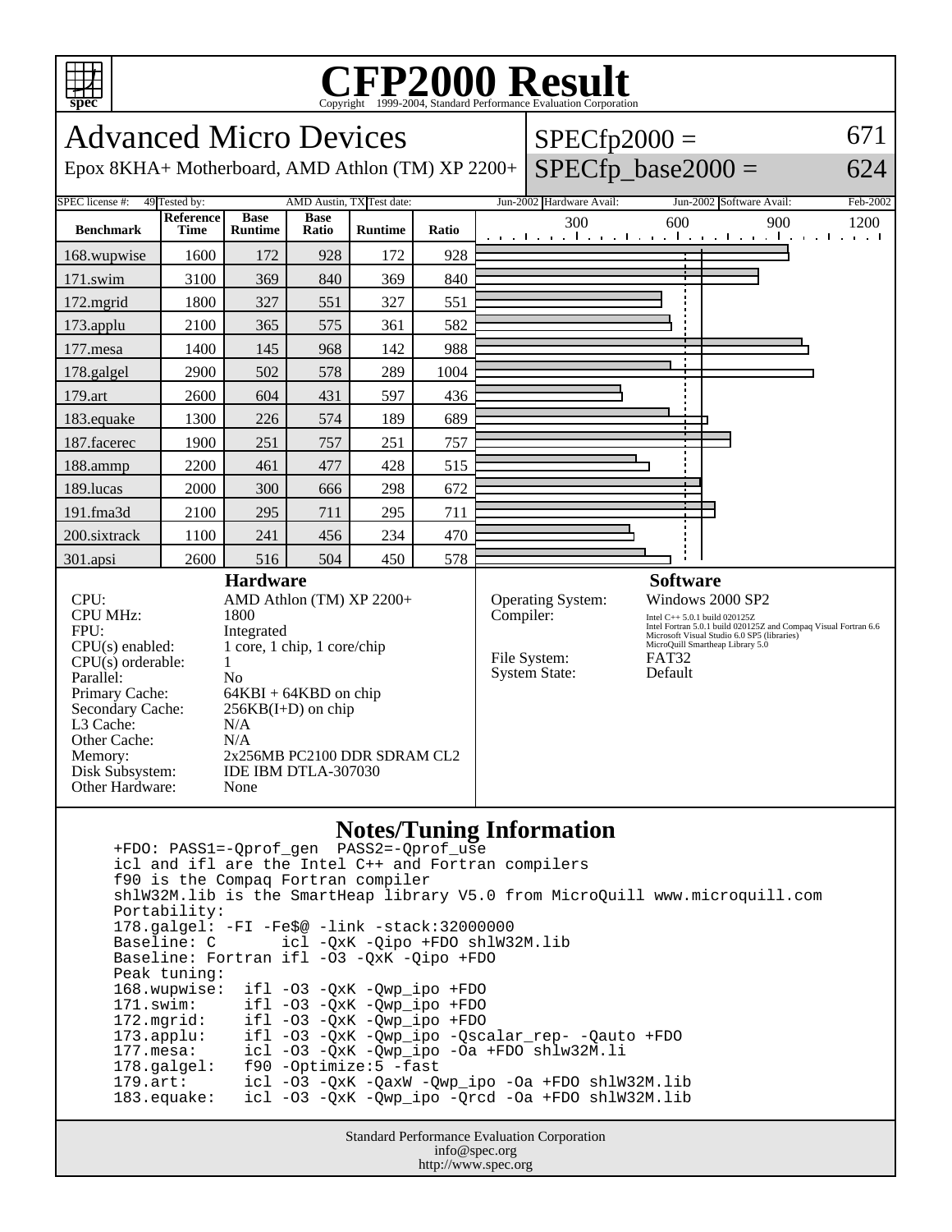# CFP2000 Result

Copyright 1999-2004, Standard Performance Evaluation Corporation

## Advanced Micro Devices

Epox 8KHA+ Motherboard, AMD Athlon (TM) XP 2200+

SPECfp2000 = 671

SPECfp_base2000 = 624

SPEC license #: 49 | Tested by: AMD Austin, TX | Test date: Jun-2002 | Hardware Avail: Jun-2002 | Software Avail: Feb-2002

| Benchmark | Reference Time | Base Runtime | Base Ratio | Runtime | Ratio |
|---|---|---|---|---|---|
| 168.wupwise | 1600 | 172 | 928 | 172 | 928 |
| 171.swim | 3100 | 369 | 840 | 369 | 840 |
| 172.mgrid | 1800 | 327 | 551 | 327 | 551 |
| 173.applu | 2100 | 365 | 575 | 361 | 582 |
| 177.mesa | 1400 | 145 | 968 | 142 | 988 |
| 178.galgel | 2900 | 502 | 578 | 289 | 1004 |
| 179.art | 2600 | 604 | 431 | 597 | 436 |
| 183.equake | 1300 | 226 | 574 | 189 | 689 |
| 187.facerec | 1900 | 251 | 757 | 251 | 757 |
| 188.ammp | 2200 | 461 | 477 | 428 | 515 |
| 189.lucas | 2000 | 300 | 666 | 298 | 672 |
| 191.fma3d | 2100 | 295 | 711 | 295 | 711 |
| 200.sixtrack | 1100 | 241 | 456 | 234 | 470 |
| 301.apsi | 2600 | 516 | 504 | 450 | 578 |

### Hardware

| | |
|---|---|
| CPU: | AMD Athlon (TM) XP 2200+ |
| CPU MHz: | 1800 |
| FPU: | Integrated |
| CPU(s) enabled: | 1 core, 1 chip, 1 core/chip |
| CPU(s) orderable: | 1 |
| Parallel: | No |
| Primary Cache: | 64KBI + 64KBD on chip |
| Secondary Cache: | 256KB(I+D) on chip |
| L3 Cache: | N/A |
| Other Cache: | N/A |
| Memory: | 2x256MB PC2100 DDR SDRAM CL2 |
| Disk Subsystem: | IDE IBM DTLA-307030 |
| Other Hardware: | None |

### Software

| | |
|---|---|
| Operating System: | Windows 2000 SP2 |
| Compiler: | Intel C++ 5.0.1 build 020125Z<br>Intel Fortran 5.0.1 build 020125Z and Compaq Visual Fortran 6.6<br>Microsoft Visual Studio 6.0 SP5 (libraries)<br>MicroQuill Smartheap Library 5.0 |
| File System: | FAT32 |
| System State: | Default |

### Notes/Tuning Information

```
+FDO: PASS1=-Qprof_gen  PASS2=-Qprof_use
icl and ifl are the Intel C++ and Fortran compilers
f90 is the Compaq Fortran compiler
shlW32M.lib is the SmartHeap library V5.0 from MicroQuill www.microquill.com
Portability:
178.galgel: -FI -Fe$@ -link -stack:32000000
Baseline: C       icl -QxK -Qipo +FDO shlW32M.lib
Baseline: Fortran ifl -O3 -QxK -Qipo +FDO
Peak tuning:
168.wupwise:  ifl -O3 -QxK -Qwp_ipo +FDO
171.swim:     ifl -O3 -QxK -Qwp_ipo +FDO
172.mgrid:    ifl -O3 -QxK -Qwp_ipo +FDO
173.applu:    ifl -O3 -QxK -Qwp_ipo -Qscalar_rep- -Qauto +FDO
177.mesa:     icl -O3 -QxK -Qwp_ipo -Oa +FDO shlw32M.li
178.galgel:   f90 -Optimize:5 -fast
179.art:      icl -O3 -QxK -QaxW -Qwp_ipo -Oa +FDO shlW32M.lib
183.equake:   icl -O3 -QxK -Qwp_ipo -Qrcd -Oa +FDO shlW32M.lib
```

Standard Performance Evaluation Corporation
info@spec.org
http://www.spec.org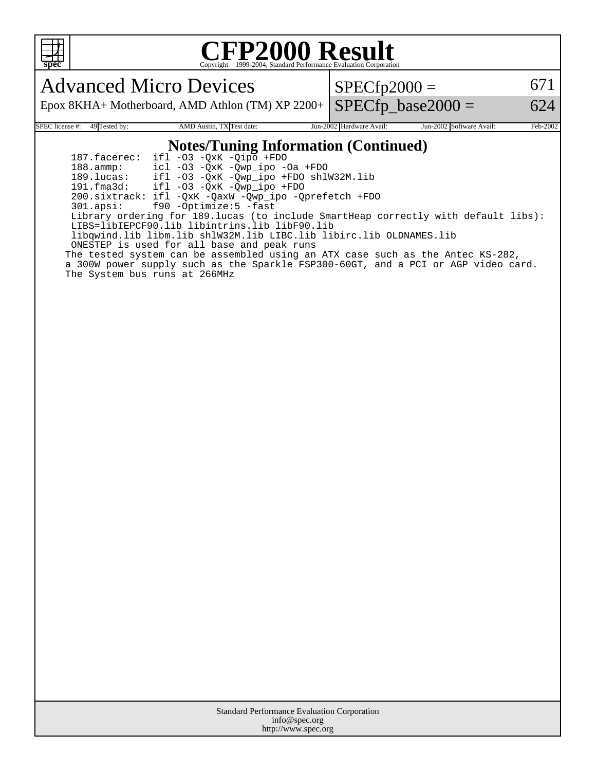# CFP2000 Result

Copyright 1999-2004, Standard Performance Evaluation Corporation

## Advanced Micro Devices

Epox 8KHA+ Motherboard, AMD Athlon (TM) XP 2200+

SPECfp2000 = 671

SPECfp_base2000 = 624

| SPEC license #: | 49 | Tested by: | AMD Austin, TX | Test date: | Jun-2002 | Hardware Avail: | Jun-2002 | Software Avail: | Feb-2002 |
|---|---|---|---|---|---|---|---|---|---|

### Notes/Tuning Information (Continued)

```
  187.facerec:  ifl -O3 -QxK -Qipo +FDO
  188.ammp:     icl -O3 -QxK -Qwp_ipo -Oa +FDO
  189.lucas:    ifl -O3 -QxK -Qwp_ipo +FDO shlW32M.lib
  191.fma3d:    ifl -O3 -QxK -Qwp_ipo +FDO
  200.sixtrack: ifl -QxK -QaxW -Qwp_ipo -Qprefetch +FDO
  301.apsi:     f90 -Optimize:5 -fast
  Library ordering for 189.lucas (to include SmartHeap correctly with default libs):
  LIBS=libIEPCF90.lib libintrins.lib libF90.lib
  libqwind.lib libm.lib shlW32M.lib LIBC.lib libirc.lib OLDNAMES.lib
  ONESTEP is used for all base and peak runs
The tested system can be assembled using an ATX case such as the Antec KS-282,
a 300W power supply such as the Sparkle FSP300-60GT, and a PCI or AGP video card.
The System bus runs at 266MHz
```

Standard Performance Evaluation Corporation
info@spec.org
http://www.spec.org